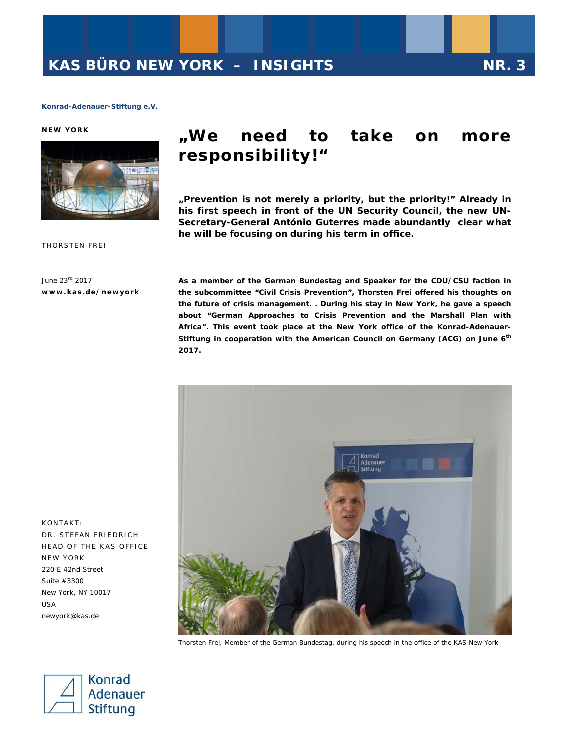# KAS BÜRO NEW YORK – INSIGHTS NR. 3

**Konrad-Adenauer-Stiftung e.V.**

**NEW YORK**

THORSTEN FREI

June 23rd 2017

**www.kas.de/newyork**

# „We need to take on more responsibility!“

**„Prevention is not merely a priority, but the priority!" Already in his first speech in front of the UN Security Council, the new UN-Secretary-General António Guterres made abundantly clear what he will be focusing on during his term in office.**

**As a member of the German Bundestag and Speaker for the CDU/CSU faction in the subcommittee "Civil Crisis Prevention", Thorsten Frei offered his thoughts on the future of crisis management. . During his stay in New York, he gave a speech about "German Approaches to Crisis Prevention and the Marshall Plan with Africa". This event took place at the New York office of the Konrad-Adenauer-Stiftung in cooperation with the American Council on Germany (ACG) on June 6th 2017.**

Thorsten Frei, Member of the German Bundestag, during his speech in the office of the KAS New York

KONTAKT:
DR. STEFAN FRIEDRICH
HEAD OF THE KAS OFFICE NEW YORK
220 E 42nd Street
Suite #3300
New York, NY 10017
USA
newyork@kas.de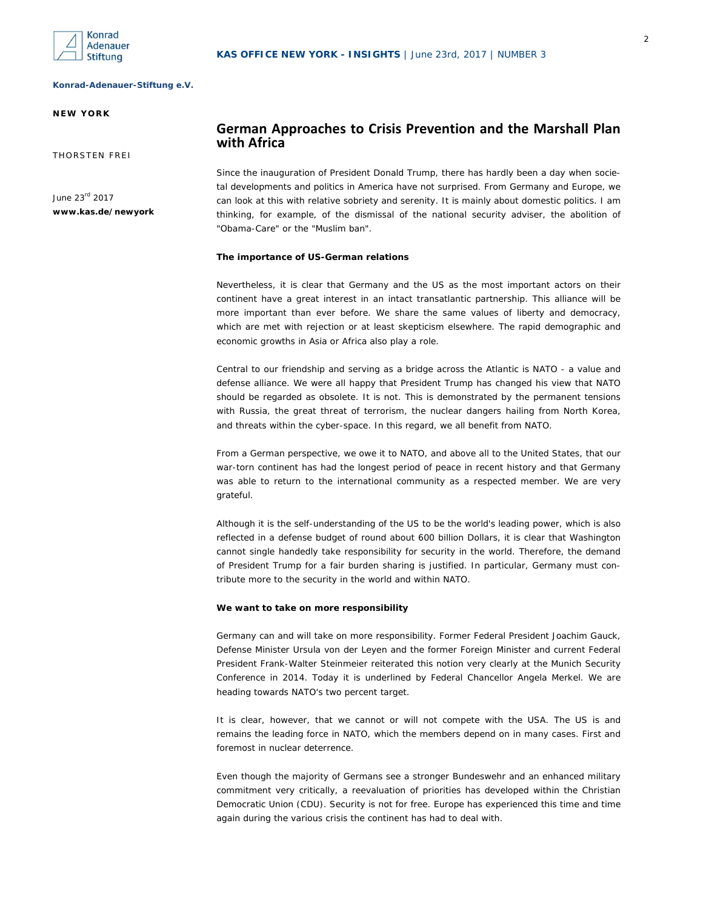Konrad-Adenauer-Stiftung e.V.

**NEW YORK**

THORSTEN FREI

June 23rd 2017

**www.kas.de/newyork**

## German Approaches to Crisis Prevention and the Marshall Plan with Africa

Since the inauguration of President Donald Trump, there has hardly been a day when societal developments and politics in America have not surprised. From Germany and Europe, we can look at this with relative sobriety and serenity. It is mainly about domestic politics. I am thinking, for example, of the dismissal of the national security adviser, the abolition of "Obama-Care" or the "Muslim ban".

**The importance of US-German relations**

Nevertheless, it is clear that Germany and the US as the most important actors on their continent have a great interest in an intact transatlantic partnership. This alliance will be more important than ever before. We share the same values of liberty and democracy, which are met with rejection or at least skepticism elsewhere. The rapid demographic and economic growths in Asia or Africa also play a role.

Central to our friendship and serving as a bridge across the Atlantic is NATO - a value and defense alliance. We were all happy that President Trump has changed his view that NATO should be regarded as obsolete. It is not. This is demonstrated by the permanent tensions with Russia, the great threat of terrorism, the nuclear dangers hailing from North Korea, and threats within the cyber-space. In this regard, we all benefit from NATO.

From a German perspective, we owe it to NATO, and above all to the United States, that our war-torn continent has had the longest period of peace in recent history and that Germany was able to return to the international community as a respected member. We are very grateful.

Although it is the self-understanding of the US to be the world's leading power, which is also reflected in a defense budget of round about 600 billion Dollars, it is clear that Washington cannot single handedly take responsibility for security in the world. Therefore, the demand of President Trump for a fair burden sharing is justified. In particular, Germany must contribute more to the security in the world and within NATO.

**We want to take on more responsibility**

Germany can and will take on more responsibility. Former Federal President Joachim Gauck, Defense Minister Ursula von der Leyen and the former Foreign Minister and current Federal President Frank-Walter Steinmeier reiterated this notion very clearly at the Munich Security Conference in 2014. Today it is underlined by Federal Chancellor Angela Merkel. We are heading towards NATO's two percent target.

It is clear, however, that we cannot or will not compete with the USA. The US is and remains the leading force in NATO, which the members depend on in many cases. First and foremost in nuclear deterrence.

Even though the majority of Germans see a stronger Bundeswehr and an enhanced military commitment very critically, a reevaluation of priorities has developed within the Christian Democratic Union (CDU). Security is not for free. Europe has experienced this time and time again during the various crisis the continent has had to deal with.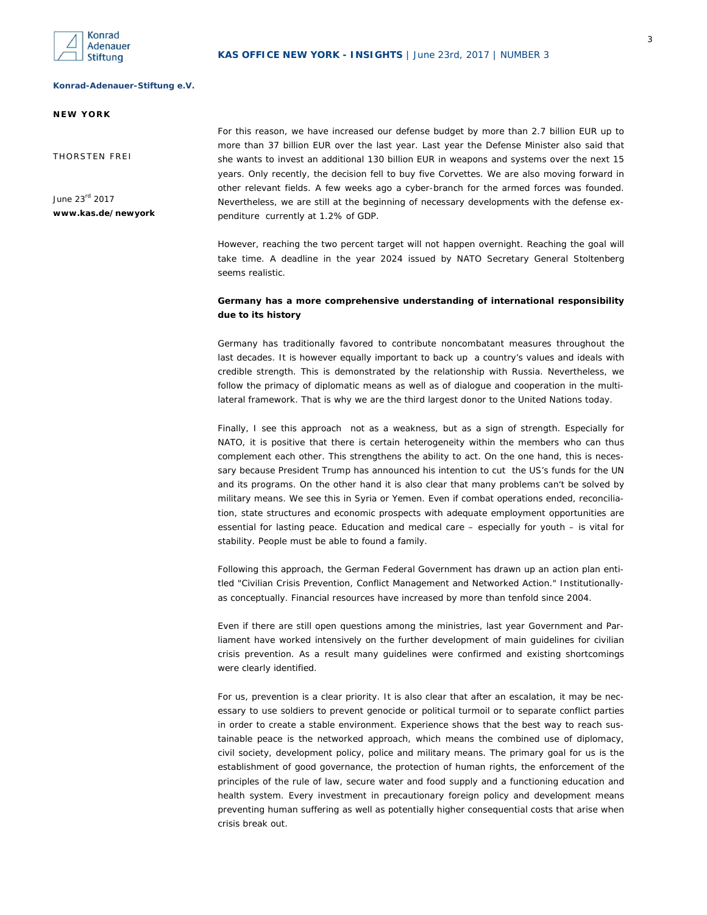For this reason, we have increased our defense budget by more than 2.7 billion EUR up to more than 37 billion EUR over the last year. Last year the Defense Minister also said that she wants to invest an additional 130 billion EUR in weapons and systems over the next 15 years. Only recently, the decision fell to buy five Corvettes. We are also moving forward in other relevant fields. A few weeks ago a cyber-branch for the armed forces was founded. Nevertheless, we are still at the beginning of necessary developments with the defense expenditure currently at 1.2% of GDP.

However, reaching the two percent target will not happen overnight. Reaching the goal will take time. A deadline in the year 2024 issued by NATO Secretary General Stoltenberg seems realistic.

**Germany has a more comprehensive understanding of international responsibility due to its history**

Germany has traditionally favored to contribute noncombatant measures throughout the last decades. It is however equally important to back up a country's values and ideals with credible strength. This is demonstrated by the relationship with Russia. Nevertheless, we follow the primacy of diplomatic means as well as of dialogue and cooperation in the multilateral framework. That is why we are the third largest donor to the United Nations today.

Finally, I see this approach not as a weakness, but as a sign of strength. Especially for NATO, it is positive that there is certain heterogeneity within the members who can thus complement each other. This strengthens the ability to act. On the one hand, this is necessary because President Trump has announced his intention to cut the US's funds for the UN and its programs. On the other hand it is also clear that many problems can't be solved by military means. We see this in Syria or Yemen. Even if combat operations ended, reconciliation, state structures and economic prospects with adequate employment opportunities are essential for lasting peace. Education and medical care – especially for youth – is vital for stability. People must be able to found a family.

Following this approach, the German Federal Government has drawn up an action plan entitled "Civilian Crisis Prevention, Conflict Management and Networked Action." Institutionally- as conceptually. Financial resources have increased by more than tenfold since 2004.

Even if there are still open questions among the ministries, last year Government and Parliament have worked intensively on the further development of main guidelines for civilian crisis prevention. As a result many guidelines were confirmed and existing shortcomings were clearly identified.

For us, prevention is a clear priority. It is also clear that after an escalation, it may be necessary to use soldiers to prevent genocide or political turmoil or to separate conflict parties in order to create a stable environment. Experience shows that the best way to reach sustainable peace is the networked approach, which means the combined use of diplomacy, civil society, development policy, police and military means. The primary goal for us is the establishment of good governance, the protection of human rights, the enforcement of the principles of the rule of law, secure water and food supply and a functioning education and health system. Every investment in precautionary foreign policy and development means preventing human suffering as well as potentially higher consequential costs that arise when crisis break out.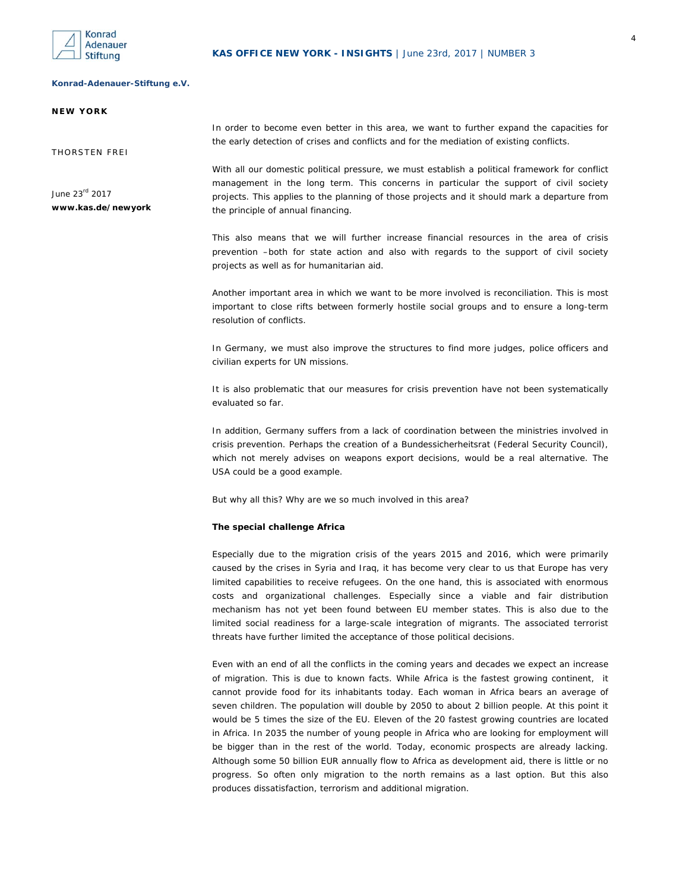In order to become even better in this area, we want to further expand the capacities for the early detection of crises and conflicts and for the mediation of existing conflicts.

With all our domestic political pressure, we must establish a political framework for conflict management in the long term. This concerns in particular the support of civil society projects. This applies to the planning of those projects and it should mark a departure from the principle of annual financing.

This also means that we will further increase financial resources in the area of crisis prevention –both for state action and also with regards to the support of civil society projects as well as for humanitarian aid.

Another important area in which we want to be more involved is reconciliation. This is most important to close rifts between formerly hostile social groups and to ensure a long-term resolution of conflicts.

In Germany, we must also improve the structures to find more judges, police officers and civilian experts for UN missions.

It is also problematic that our measures for crisis prevention have not been systematically evaluated so far.

In addition, Germany suffers from a lack of coordination between the ministries involved in crisis prevention. Perhaps the creation of a Bundessicherheitsrat (Federal Security Council), which not merely advises on weapons export decisions, would be a real alternative. The USA could be a good example.

But why all this? Why are we so much involved in this area?

**The special challenge Africa**

Especially due to the migration crisis of the years 2015 and 2016, which were primarily caused by the crises in Syria and Iraq, it has become very clear to us that Europe has very limited capabilities to receive refugees. On the one hand, this is associated with enormous costs and organizational challenges. Especially since a viable and fair distribution mechanism has not yet been found between EU member states. This is also due to the limited social readiness for a large-scale integration of migrants. The associated terrorist threats have further limited the acceptance of those political decisions.

Even with an end of all the conflicts in the coming years and decades we expect an increase of migration. This is due to known facts. While Africa is the fastest growing continent, it cannot provide food for its inhabitants today. Each woman in Africa bears an average of seven children. The population will double by 2050 to about 2 billion people. At this point it would be 5 times the size of the EU. Eleven of the 20 fastest growing countries are located in Africa. In 2035 the number of young people in Africa who are looking for employment will be bigger than in the rest of the world. Today, economic prospects are already lacking. Although some 50 billion EUR annually flow to Africa as development aid, there is little or no progress. So often only migration to the north remains as a last option. But this also produces dissatisfaction, terrorism and additional migration.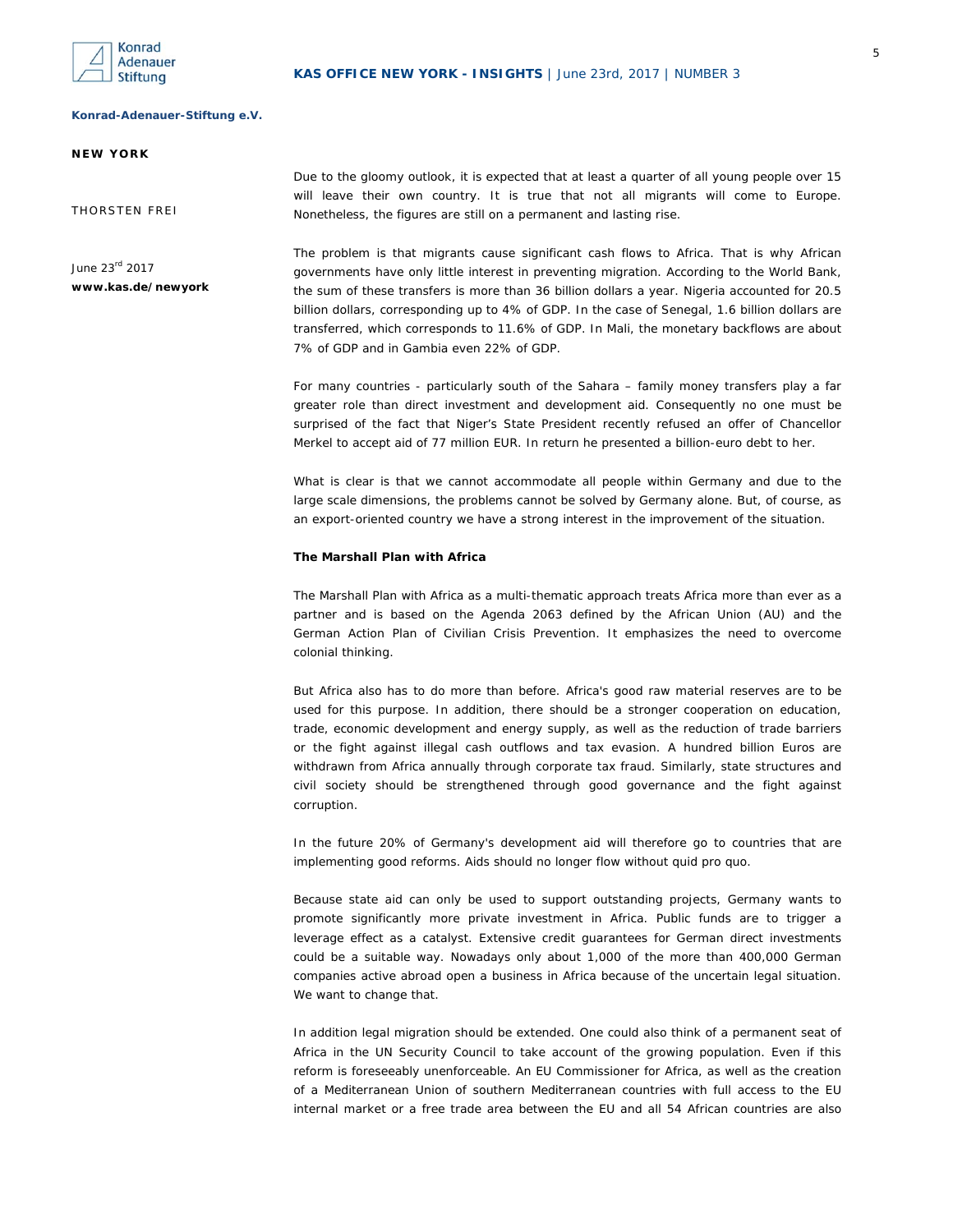Due to the gloomy outlook, it is expected that at least a quarter of all young people over 15 will leave their own country. It is true that not all migrants will come to Europe. Nonetheless, the figures are still on a permanent and lasting rise.

The problem is that migrants cause significant cash flows to Africa. That is why African governments have only little interest in preventing migration. According to the World Bank, the sum of these transfers is more than 36 billion dollars a year. Nigeria accounted for 20.5 billion dollars, corresponding up to 4% of GDP. In the case of Senegal, 1.6 billion dollars are transferred, which corresponds to 11.6% of GDP. In Mali, the monetary backflows are about 7% of GDP and in Gambia even 22% of GDP.

For many countries - particularly south of the Sahara – family money transfers play a far greater role than direct investment and development aid. Consequently no one must be surprised of the fact that Niger's State President recently refused an offer of Chancellor Merkel to accept aid of 77 million EUR. In return he presented a billion-euro debt to her.

What is clear is that we cannot accommodate all people within Germany and due to the large scale dimensions, the problems cannot be solved by Germany alone. But, of course, as an export-oriented country we have a strong interest in the improvement of the situation.

**The Marshall Plan with Africa**

The Marshall Plan with Africa as a multi-thematic approach treats Africa more than ever as a partner and is based on the Agenda 2063 defined by the African Union (AU) and the German Action Plan of Civilian Crisis Prevention. It emphasizes the need to overcome colonial thinking.

But Africa also has to do more than before. Africa's good raw material reserves are to be used for this purpose. In addition, there should be a stronger cooperation on education, trade, economic development and energy supply, as well as the reduction of trade barriers or the fight against illegal cash outflows and tax evasion. A hundred billion Euros are withdrawn from Africa annually through corporate tax fraud. Similarly, state structures and civil society should be strengthened through good governance and the fight against corruption.

In the future 20% of Germany's development aid will therefore go to countries that are implementing good reforms. Aids should no longer flow without quid pro quo.

Because state aid can only be used to support outstanding projects, Germany wants to promote significantly more private investment in Africa. Public funds are to trigger a leverage effect as a catalyst. Extensive credit guarantees for German direct investments could be a suitable way. Nowadays only about 1,000 of the more than 400,000 German companies active abroad open a business in Africa because of the uncertain legal situation. We want to change that.

In addition legal migration should be extended. One could also think of a permanent seat of Africa in the UN Security Council to take account of the growing population. Even if this reform is foreseeably unenforceable. An EU Commissioner for Africa, as well as the creation of a Mediterranean Union of southern Mediterranean countries with full access to the EU internal market or a free trade area between the EU and all 54 African countries are also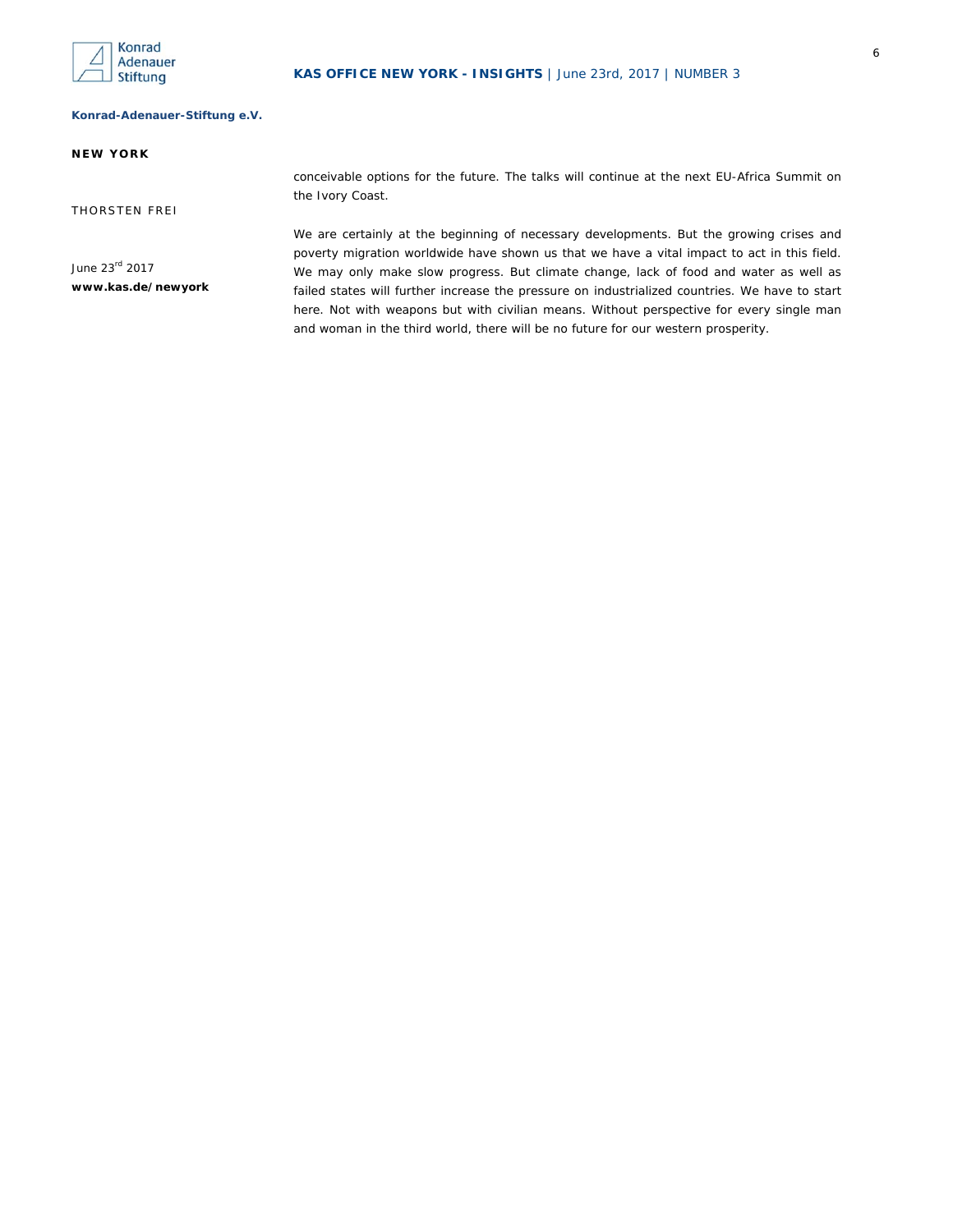conceivable options for the future. The talks will continue at the next EU-Africa Summit on the Ivory Coast.

We are certainly at the beginning of necessary developments. But the growing crises and poverty migration worldwide have shown us that we have a vital impact to act in this field. We may only make slow progress. But climate change, lack of food and water as well as failed states will further increase the pressure on industrialized countries. We have to start here. Not with weapons but with civilian means. Without perspective for every single man and woman in the third world, there will be no future for our western prosperity.